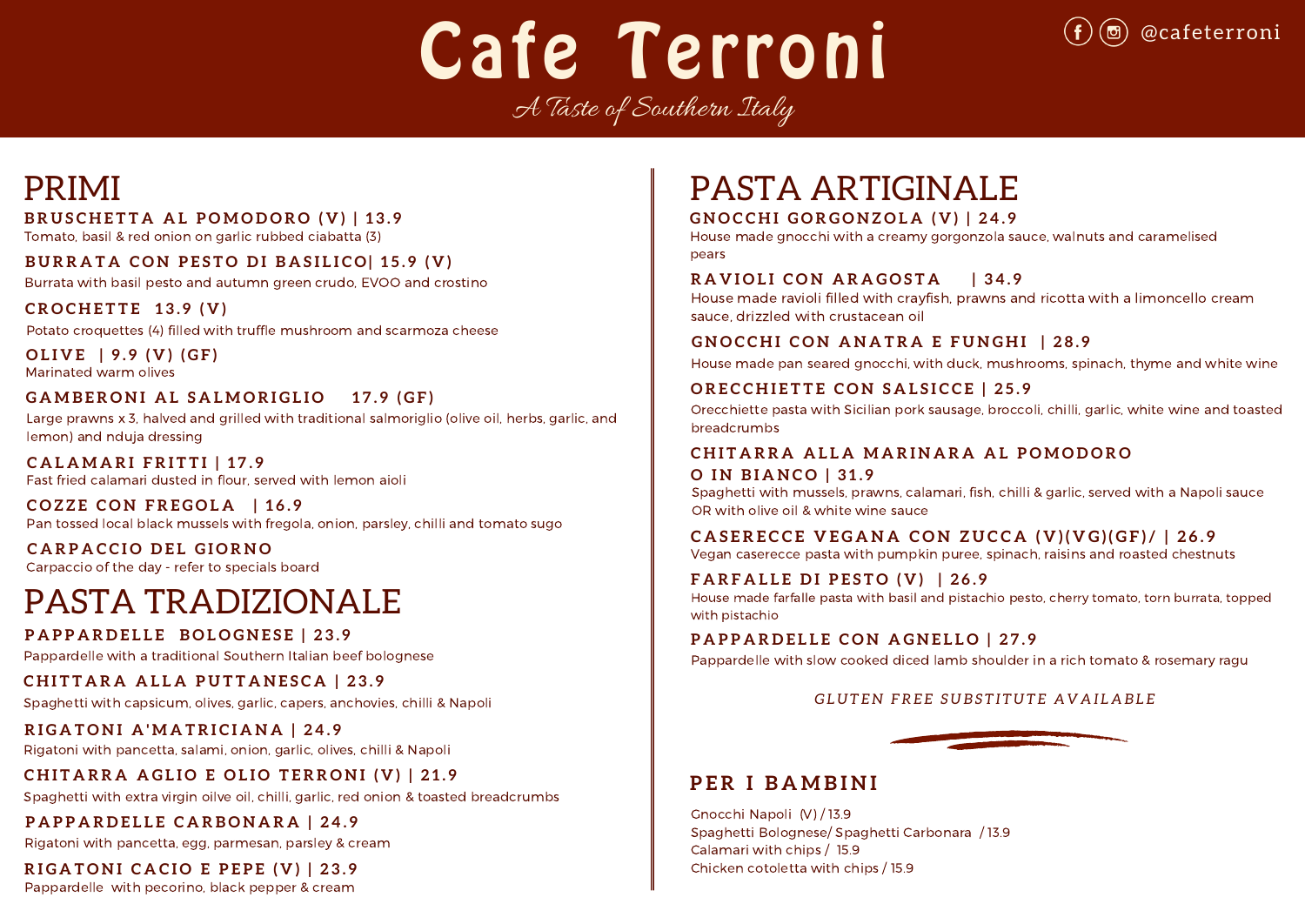# Cafe Terroni

*A Taste of Southern Italy*

@cafeterroni

## PRIMI

**BRUSCHETTA AL POMODORO (V) | 13.9**
Tomato, basil & red onion on garlic rubbed ciabatta (3)

**BURRATA CON PESTO DI BASILICO| 15.9 (V)**
Burrata with basil pesto and autumn green crudo, EVOO and crostino

**CROCHETTE 13.9 (V)**
Potato croquettes (4) filled with truffle mushroom and scarmoza cheese

**OLIVE | 9.9 (V) (GF)**
Marinated warm olives

**GAMBERONI AL SALMORIGLIO 17.9 (GF)**
Large prawns x 3, halved and grilled with traditional salmoriglio (olive oil, herbs, garlic, and lemon) and nduja dressing

**CALAMARI FRITTI | 17.9**
Fast fried calamari dusted in flour, served with lemon aioli

**COZZE CON FREGOLA | 16.9**
Pan tossed local black mussels with fregola, onion, parsley, chilli and tomato sugo

**CARPACCIO DEL GIORNO**
Carpaccio of the day - refer to specials board

## PASTA TRADIZIONALE

**PAPPARDELLE BOLOGNESE | 23.9**
Pappardelle with a traditional Southern Italian beef bolognese

**CHITTARA ALLA PUTTANESCA | 23.9**
Spaghetti with capsicum, olives, garlic, capers, anchovies, chilli & Napoli

**RIGATONI A'MATRICIANA | 24.9**
Rigatoni with pancetta, salami, onion, garlic, olives, chilli & Napoli

**CHITARRA AGLIO E OLIO TERRONI (V) | 21.9**
Spaghetti with extra virgin oilve oil, chilli, garlic, red onion & toasted breadcrumbs

**PAPPARDELLE CARBONARA | 24.9**
Rigatoni with pancetta, egg, parmesan, parsley & cream

**RIGATONI CACIO E PEPE (V) | 23.9**
Pappardelle with pecorino, black pepper & cream

## PASTA ARTIGINALE

**GNOCCHI GORGONZOLA (V) | 24.9**
House made gnocchi with a creamy gorgonzola sauce, walnuts and caramelised pears

**RAVIOLI CON ARAGOSTA | 34.9**
House made ravioli filled with crayfish, prawns and ricotta with a limoncello cream sauce, drizzled with crustacean oil

**GNOCCHI CON ANATRA E FUNGHI | 28.9**
House made pan seared gnocchi, with duck, mushrooms, spinach, thyme and white wine

**ORECCHIETTE CON SALSICCE | 25.9**
Orecchiette pasta with Sicilian pork sausage, broccoli, chilli, garlic, white wine and toasted breadcrumbs

**CHITARRA ALLA MARINARA AL POMODORO O IN BIANCO | 31.9**
Spaghetti with mussels, prawns, calamari, fish, chilli & garlic, served with a Napoli sauce OR with olive oil & white wine sauce

**CASERECCE VEGANA CON ZUCCA (V)(VG)(GF)/ | 26.9**
Vegan caserecce pasta with pumpkin puree, spinach, raisins and roasted chestnuts

**FARFALLE DI PESTO (V) | 26.9**
House made farfalle pasta with basil and pistachio pesto, cherry tomato, torn burrata, topped with pistachio

**PAPPARDELLE CON AGNELLO | 27.9**
Pappardelle with slow cooked diced lamb shoulder in a rich tomato & rosemary ragu

*GLUTEN FREE SUBSTITUTE AVAILABLE*

## PER I BAMBINI

Gnocchi Napoli (V) / 13.9
Spaghetti Bolognese/ Spaghetti Carbonara / 13.9
Calamari with chips / 15.9
Chicken cotoletta with chips / 15.9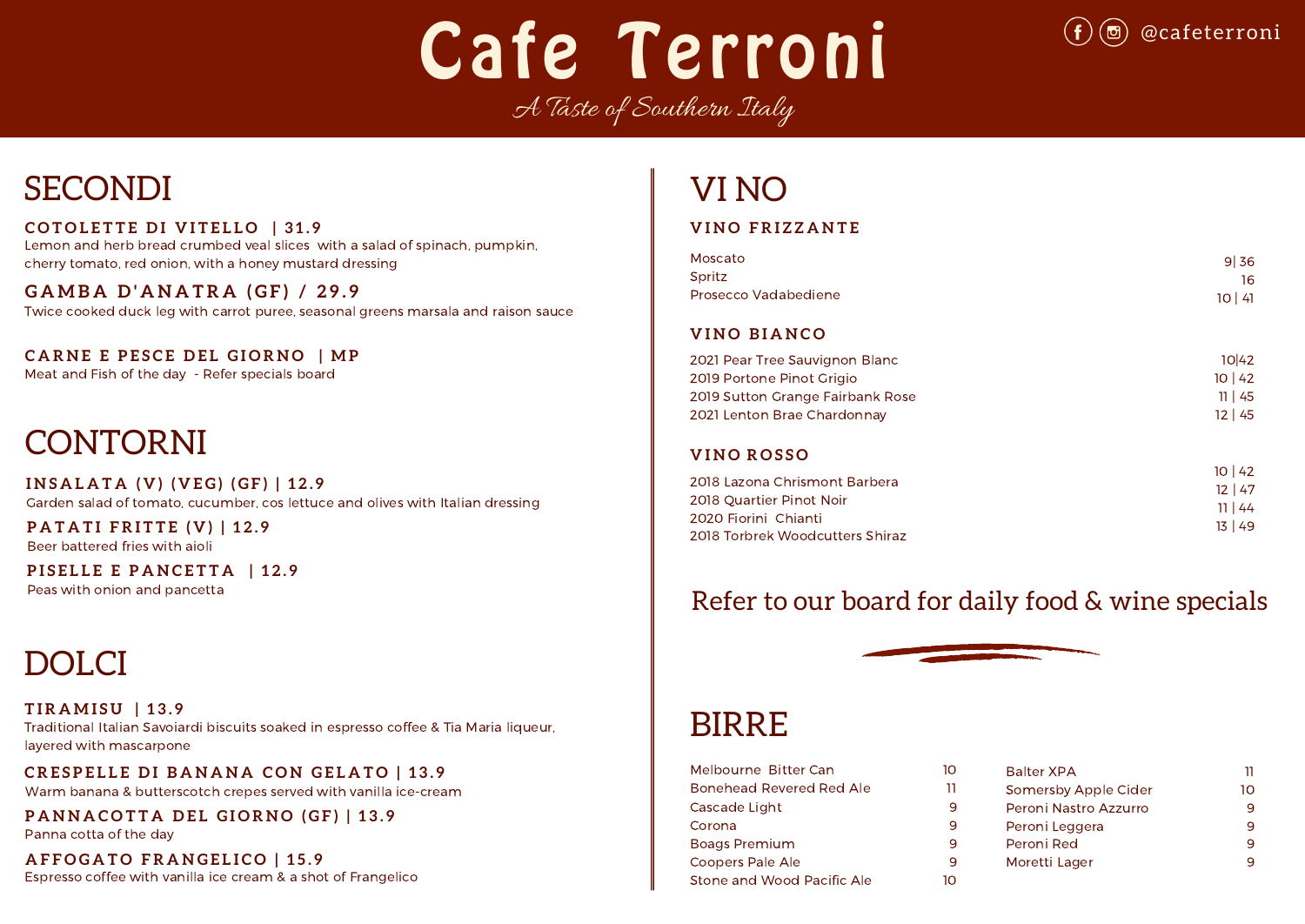# Cafe Terroni

*A Taste of Southern Italy*

@cafeterroni

## SECONDI

**COTOLETTE DI VITELLO | 31.9**
Lemon and herb bread crumbed veal slices with a salad of spinach, pumpkin, cherry tomato, red onion, with a honey mustard dressing

**GAMBA D'ANATRA (GF) / 29.9**
Twice cooked duck leg with carrot puree, seasonal greens marsala and raison sauce

**CARNE E PESCE DEL GIORNO | MP**
Meat and Fish of the day - Refer specials board

## CONTORNI

**INSALATA (V) (VEG) (GF) | 12.9**
Garden salad of tomato, cucumber, cos lettuce and olives with Italian dressing

**PATATI FRITTE (V) | 12.9**
Beer battered fries with aioli

**PISELLE E PANCETTA | 12.9**
Peas with onion and pancetta

## DOLCI

**TIRAMISU | 13.9**
Traditional Italian Savoiardi biscuits soaked in espresso coffee & Tia Maria liqueur, layered with mascarpone

**CRESPELLE DI BANANA CON GELATO | 13.9**
Warm banana & butterscotch crepes served with vanilla ice-cream

**PANNACOTTA DEL GIORNO (GF) | 13.9**
Panna cotta of the day

**AFFOGATO FRANGELICO | 15.9**
Espresso coffee with vanilla ice cream & a shot of Frangelico

## VI NO

### VINO FRIZZANTE

| | |
|---|---|
| Moscato | 9\| 36 |
| Spritz | 16 |
| Prosecco Vadabediene | 10 \| 41 |

### VINO BIANCO

| | |
|---|---|
| 2021 Pear Tree Sauvignon Blanc | 10\|42 |
| 2019 Portone Pinot Grigio | 10 \| 42 |
| 2019 Sutton Grange Fairbank Rose | 11 \| 45 |
| 2021 Lenton Brae Chardonnay | 12 \| 45 |

### VINO ROSSO

| | |
|---|---|
| 2018 Lazona Chrismont Barbera | 10 \| 42 |
| 2018 Quartier Pinot Noir | 12 \| 47 |
| 2020 Fiorini Chianti | 11 \| 44 |
| 2018 Torbrek Woodcutters Shiraz | 13 \| 49 |

Refer to our board for daily food & wine specials

## BIRRE

| | |
|---|---|
| Melbourne Bitter Can | 10 |
| Bonehead Revered Red Ale | 11 |
| Cascade Light | 9 |
| Corona | 9 |
| Boags Premium | 9 |
| Coopers Pale Ale | 9 |
| Stone and Wood Pacific Ale | 10 |
| Balter XPA | 11 |
| Somersby Apple Cider | 10 |
| Peroni Nastro Azzurro | 9 |
| Peroni Leggera | 9 |
| Peroni Red | 9 |
| Moretti Lager | 9 |